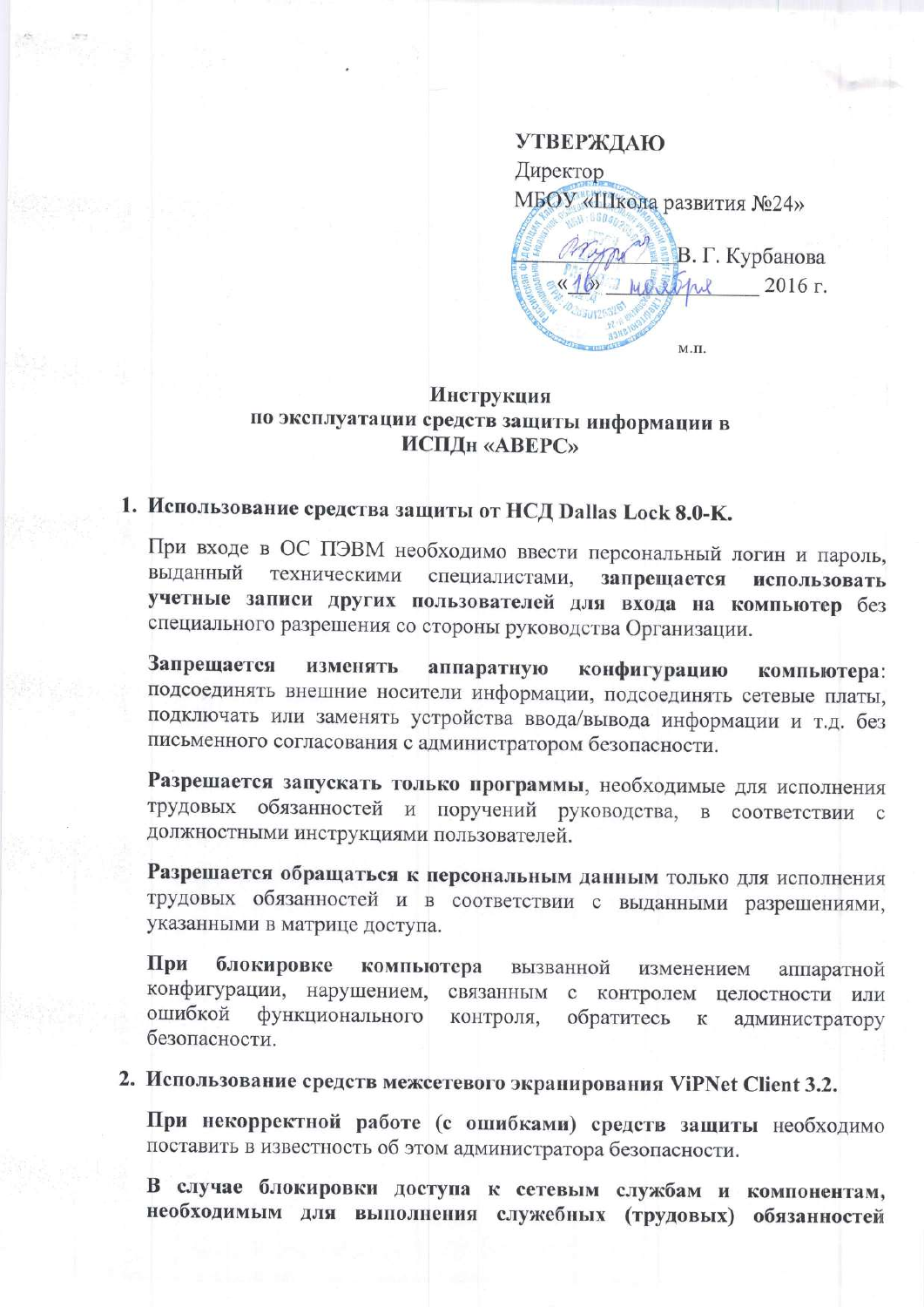**УТВЕРЖДАЮ**
Директор
МБОУ «Школа развития №24»

_____________ В. Г. Курбанова
«16» ноября 2016 г.

м.п.

# Инструкция по эксплуатации средств защиты информации в ИСПДн «АВЕРС»

1. **Использование средства защиты от НСД Dallas Lock 8.0-К.**

   При входе в ОС ПЭВМ необходимо ввести персональный логин и пароль, выданный техническими специалистами, **запрещается использовать учетные записи других пользователей для входа на компьютер** без специального разрешения со стороны руководства Организации.

   **Запрещается изменять аппаратную конфигурацию компьютера**: подсоединять внешние носители информации, подсоединять сетевые платы, подключать или заменять устройства ввода/вывода информации и т.д. без письменного согласования с администратором безопасности.

   **Разрешается запускать только программы**, необходимые для исполнения трудовых обязанностей и поручений руководства, в соответствии с должностными инструкциями пользователей.

   **Разрешается обращаться к персональным данным** только для исполнения трудовых обязанностей и в соответствии с выданными разрешениями, указанными в матрице доступа.

   **При блокировке компьютера** вызванной изменением аппаратной конфигурации, нарушением, связанным с контролем целостности или ошибкой функционального контроля, обратитесь к администратору безопасности.

2. **Использование средств межсетевого экранирования ViPNet Client 3.2.**

   **При некорректной работе (с ошибками) средств защиты** необходимо поставить в известность об этом администратора безопасности.

   **В случае блокировки доступа к сетевым службам и компонентам, необходимым для выполнения служебных (трудовых) обязанностей**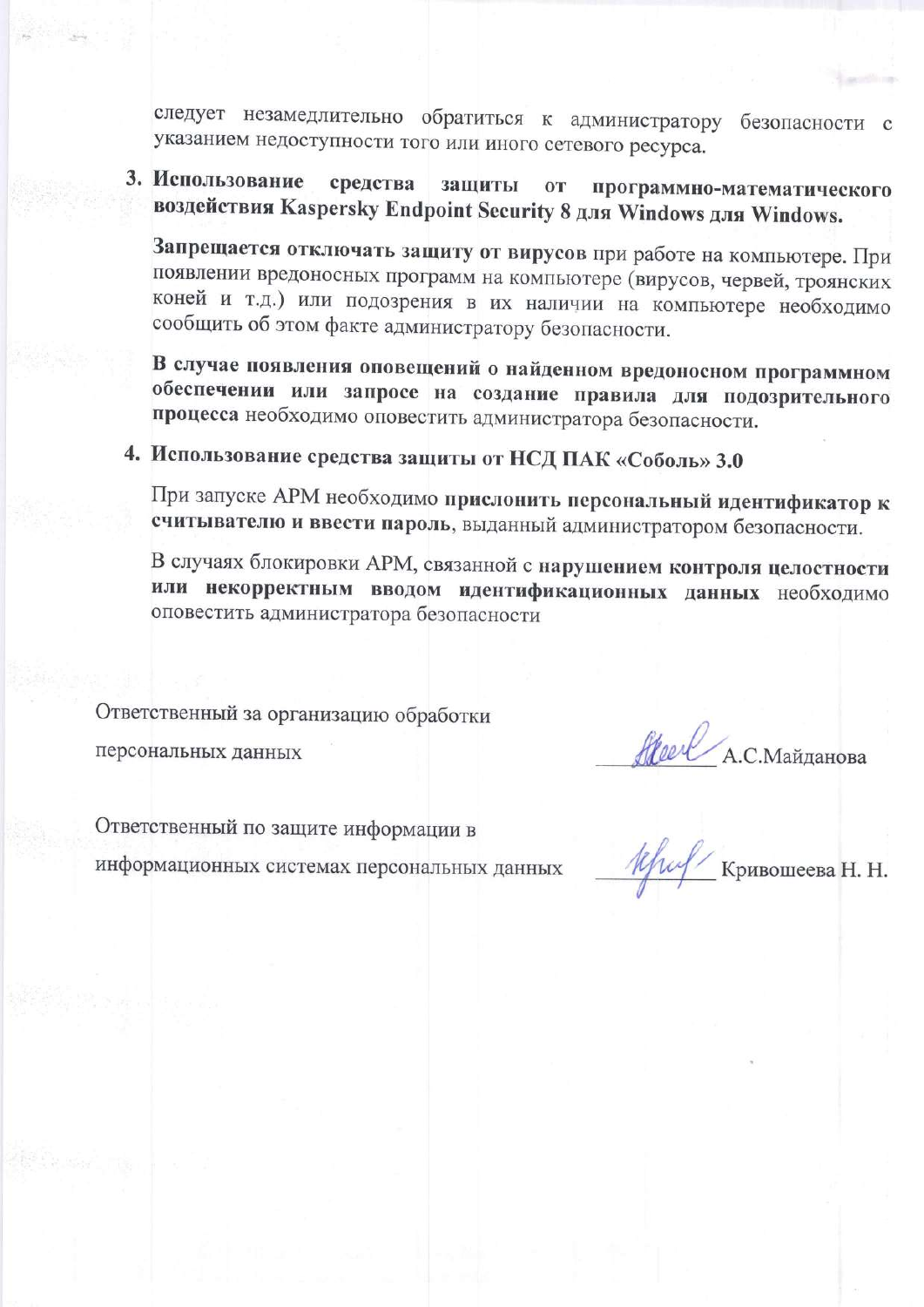следует незамедлительно обратиться к администратору безопасности с указанием недоступности того или иного сетевого ресурса.

3. **Использование средства защиты от программно-математического воздействия Kaspersky Endpoint Security 8 для Windows для Windows.**

   **Запрещается отключать защиту от вирусов** при работе на компьютере. При появлении вредоносных программ на компьютере (вирусов, червей, троянских коней и т.д.) или подозрения в их наличии на компьютере необходимо сообщить об этом факте администратору безопасности.

   **В случае появления оповещений о найденном вредоносном программном обеспечении или запросе на создание правила для подозрительного процесса** необходимо оповестить администратора безопасности.

4. **Использование средства защиты от НСД ПАК «Соболь» 3.0**

   При запуске АРМ необходимо **прислонить персональный идентификатор к считывателю и ввести пароль**, выданный администратором безопасности.

   В случаях блокировки АРМ, связанной с **нарушением контроля целостности или некорректным вводом идентификационных данных** необходимо оповестить администратора безопасности

Ответственный за организацию обработки персональных данных ____________ А.С.Майданова

Ответственный по защите информации в информационных системах персональных данных ____________ Кривошеева Н. Н.